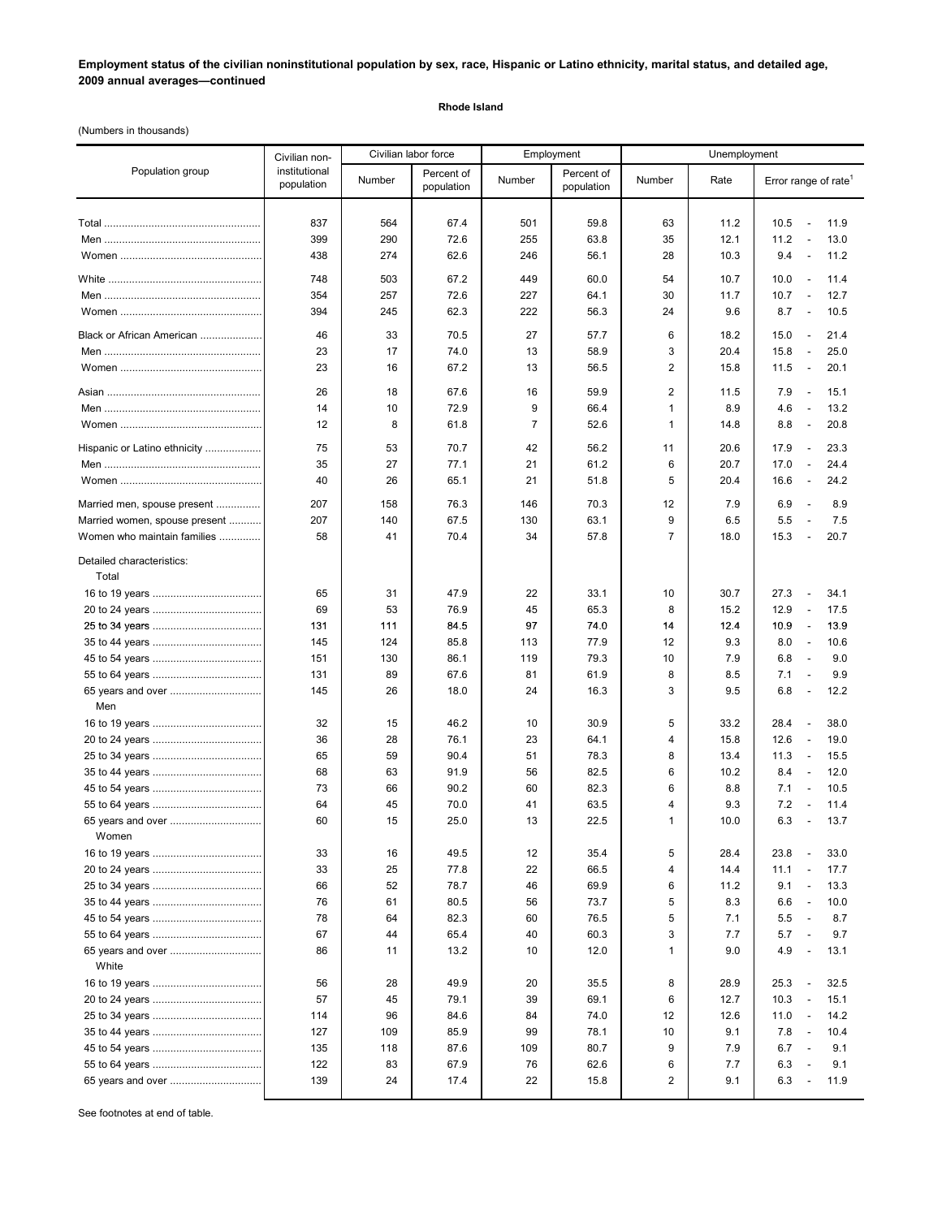**Employment status of the civilian noninstitutional population by sex, race, Hispanic or Latino ethnicity, marital status, and detailed age, 2009 annual averages—continued**

**Rhode Island**

(Numbers in thousands)

| Population group | Civilian non-institutional population | Civilian labor force | | Employment | | Unemployment | | |
|---|---|---|---|---|---|---|---|---|
| | | Number | Percent of population | Number | Percent of population | Number | Rate | Error range of rate[1] |
| Total | 837 | 564 | 67.4 | 501 | 59.8 | 63 | 11.2 | 10.5 - 11.9 |
| Men | 399 | 290 | 72.6 | 255 | 63.8 | 35 | 12.1 | 11.2 - 13.0 |
| Women | 438 | 274 | 62.6 | 246 | 56.1 | 28 | 10.3 | 9.4 - 11.2 |
| White | 748 | 503 | 67.2 | 449 | 60.0 | 54 | 10.7 | 10.0 - 11.4 |
| Men | 354 | 257 | 72.6 | 227 | 64.1 | 30 | 11.7 | 10.7 - 12.7 |
| Women | 394 | 245 | 62.3 | 222 | 56.3 | 24 | 9.6 | 8.7 - 10.5 |
| Black or African American | 46 | 33 | 70.5 | 27 | 57.7 | 6 | 18.2 | 15.0 - 21.4 |
| Men | 23 | 17 | 74.0 | 13 | 58.9 | 3 | 20.4 | 15.8 - 25.0 |
| Women | 23 | 16 | 67.2 | 13 | 56.5 | 2 | 15.8 | 11.5 - 20.1 |
| Asian | 26 | 18 | 67.6 | 16 | 59.9 | 2 | 11.5 | 7.9 - 15.1 |
| Men | 14 | 10 | 72.9 | 9 | 66.4 | 1 | 8.9 | 4.6 - 13.2 |
| Women | 12 | 8 | 61.8 | 7 | 52.6 | 1 | 14.8 | 8.8 - 20.8 |
| Hispanic or Latino ethnicity | 75 | 53 | 70.7 | 42 | 56.2 | 11 | 20.6 | 17.9 - 23.3 |
| Men | 35 | 27 | 77.1 | 21 | 61.2 | 6 | 20.7 | 17.0 - 24.4 |
| Women | 40 | 26 | 65.1 | 21 | 51.8 | 5 | 20.4 | 16.6 - 24.2 |
| Married men, spouse present | 207 | 158 | 76.3 | 146 | 70.3 | 12 | 7.9 | 6.9 - 8.9 |
| Married women, spouse present | 207 | 140 | 67.5 | 130 | 63.1 | 9 | 6.5 | 5.5 - 7.5 |
| Women who maintain families | 58 | 41 | 70.4 | 34 | 57.8 | 7 | 18.0 | 15.3 - 20.7 |
| Detailed characteristics: | | | | | | | | |
| Total | | | | | | | | |
| 16 to 19 years | 65 | 31 | 47.9 | 22 | 33.1 | 10 | 30.7 | 27.3 - 34.1 |
| 20 to 24 years | 69 | 53 | 76.9 | 45 | 65.3 | 8 | 15.2 | 12.9 - 17.5 |
| 25 to 34 years | 131 | 111 | 84.5 | 97 | 74.0 | 14 | 12.4 | 10.9 - 13.9 |
| 35 to 44 years | 145 | 124 | 85.8 | 113 | 77.9 | 12 | 9.3 | 8.0 - 10.6 |
| 45 to 54 years | 151 | 130 | 86.1 | 119 | 79.3 | 10 | 7.9 | 6.8 - 9.0 |
| 55 to 64 years | 131 | 89 | 67.6 | 81 | 61.9 | 8 | 8.5 | 7.1 - 9.9 |
| 65 years and over | 145 | 26 | 18.0 | 24 | 16.3 | 3 | 9.5 | 6.8 - 12.2 |
| Men | | | | | | | | |
| 16 to 19 years | 32 | 15 | 46.2 | 10 | 30.9 | 5 | 33.2 | 28.4 - 38.0 |
| 20 to 24 years | 36 | 28 | 76.1 | 23 | 64.1 | 4 | 15.8 | 12.6 - 19.0 |
| 25 to 34 years | 65 | 59 | 90.4 | 51 | 78.3 | 8 | 13.4 | 11.3 - 15.5 |
| 35 to 44 years | 68 | 63 | 91.9 | 56 | 82.5 | 6 | 10.2 | 8.4 - 12.0 |
| 45 to 54 years | 73 | 66 | 90.2 | 60 | 82.3 | 6 | 8.8 | 7.1 - 10.5 |
| 55 to 64 years | 64 | 45 | 70.0 | 41 | 63.5 | 4 | 9.3 | 7.2 - 11.4 |
| 65 years and over | 60 | 15 | 25.0 | 13 | 22.5 | 1 | 10.0 | 6.3 - 13.7 |
| Women | | | | | | | | |
| 16 to 19 years | 33 | 16 | 49.5 | 12 | 35.4 | 5 | 28.4 | 23.8 - 33.0 |
| 20 to 24 years | 33 | 25 | 77.8 | 22 | 66.5 | 4 | 14.4 | 11.1 - 17.7 |
| 25 to 34 years | 66 | 52 | 78.7 | 46 | 69.9 | 6 | 11.2 | 9.1 - 13.3 |
| 35 to 44 years | 76 | 61 | 80.5 | 56 | 73.7 | 5 | 8.3 | 6.6 - 10.0 |
| 45 to 54 years | 78 | 64 | 82.3 | 60 | 76.5 | 5 | 7.1 | 5.5 - 8.7 |
| 55 to 64 years | 67 | 44 | 65.4 | 40 | 60.3 | 3 | 7.7 | 5.7 - 9.7 |
| 65 years and over | 86 | 11 | 13.2 | 10 | 12.0 | 1 | 9.0 | 4.9 - 13.1 |
| White | | | | | | | | |
| 16 to 19 years | 56 | 28 | 49.9 | 20 | 35.5 | 8 | 28.9 | 25.3 - 32.5 |
| 20 to 24 years | 57 | 45 | 79.1 | 39 | 69.1 | 6 | 12.7 | 10.3 - 15.1 |
| 25 to 34 years | 114 | 96 | 84.6 | 84 | 74.0 | 12 | 12.6 | 11.0 - 14.2 |
| 35 to 44 years | 127 | 109 | 85.9 | 99 | 78.1 | 10 | 9.1 | 7.8 - 10.4 |
| 45 to 54 years | 135 | 118 | 87.6 | 109 | 80.7 | 9 | 7.9 | 6.7 - 9.1 |
| 55 to 64 years | 122 | 83 | 67.9 | 76 | 62.6 | 6 | 7.7 | 6.3 - 9.1 |
| 65 years and over | 139 | 24 | 17.4 | 22 | 15.8 | 2 | 9.1 | 6.3 - 11.9 |

See footnotes at end of table.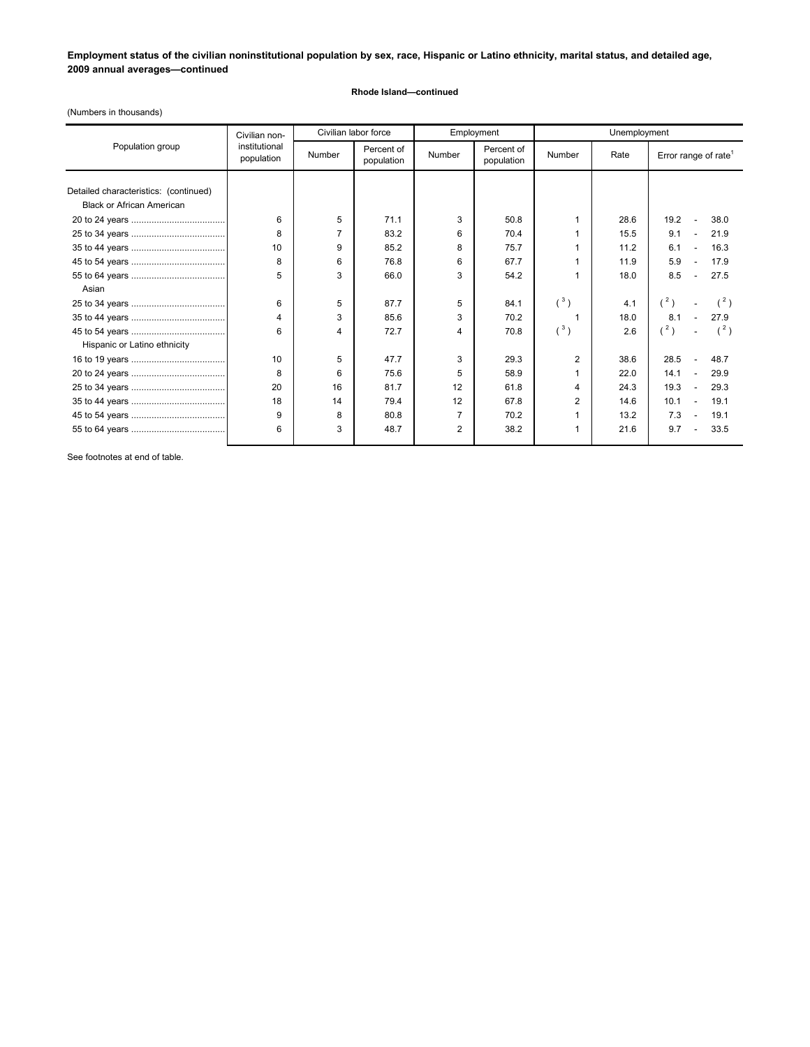**Employment status of the civilian noninstitutional population by sex, race, Hispanic or Latino ethnicity, marital status, and detailed age, 2009 annual averages—continued**

**Rhode Island—continued**

(Numbers in thousands)

| Population group | Civilian non-institutional population | Civilian labor force | | Employment | | Unemployment | | |
|---|---|---|---|---|---|---|---|---|
| | | Number | Percent of population | Number | Percent of population | Number | Rate | Error range of rate[1] |
| Detailed characteristics: (continued) | | | | | | | | |
| Black or African American | | | | | | | | |
| 20 to 24 years | 6 | 5 | 71.1 | 3 | 50.8 | 1 | 28.6 | 19.2 - 38.0 |
| 25 to 34 years | 8 | 7 | 83.2 | 6 | 70.4 | 1 | 15.5 | 9.1 - 21.9 |
| 35 to 44 years | 10 | 9 | 85.2 | 8 | 75.7 | 1 | 11.2 | 6.1 - 16.3 |
| 45 to 54 years | 8 | 6 | 76.8 | 6 | 67.7 | 1 | 11.9 | 5.9 - 17.9 |
| 55 to 64 years | 5 | 3 | 66.0 | 3 | 54.2 | 1 | 18.0 | 8.5 - 27.5 |
| Asian | | | | | | | | |
| 25 to 34 years | 6 | 5 | 87.7 | 5 | 84.1 | ([3]) | 4.1 | ([2]) - ([2]) |
| 35 to 44 years | 4 | 3 | 85.6 | 3 | 70.2 | 1 | 18.0 | 8.1 - 27.9 |
| 45 to 54 years | 6 | 4 | 72.7 | 4 | 70.8 | ([3]) | 2.6 | ([2]) - ([2]) |
| Hispanic or Latino ethnicity | | | | | | | | |
| 16 to 19 years | 10 | 5 | 47.7 | 3 | 29.3 | 2 | 38.6 | 28.5 - 48.7 |
| 20 to 24 years | 8 | 6 | 75.6 | 5 | 58.9 | 1 | 22.0 | 14.1 - 29.9 |
| 25 to 34 years | 20 | 16 | 81.7 | 12 | 61.8 | 4 | 24.3 | 19.3 - 29.3 |
| 35 to 44 years | 18 | 14 | 79.4 | 12 | 67.8 | 2 | 14.6 | 10.1 - 19.1 |
| 45 to 54 years | 9 | 8 | 80.8 | 7 | 70.2 | 1 | 13.2 | 7.3 - 19.1 |
| 55 to 64 years | 6 | 3 | 48.7 | 2 | 38.2 | 1 | 21.6 | 9.7 - 33.5 |

See footnotes at end of table.